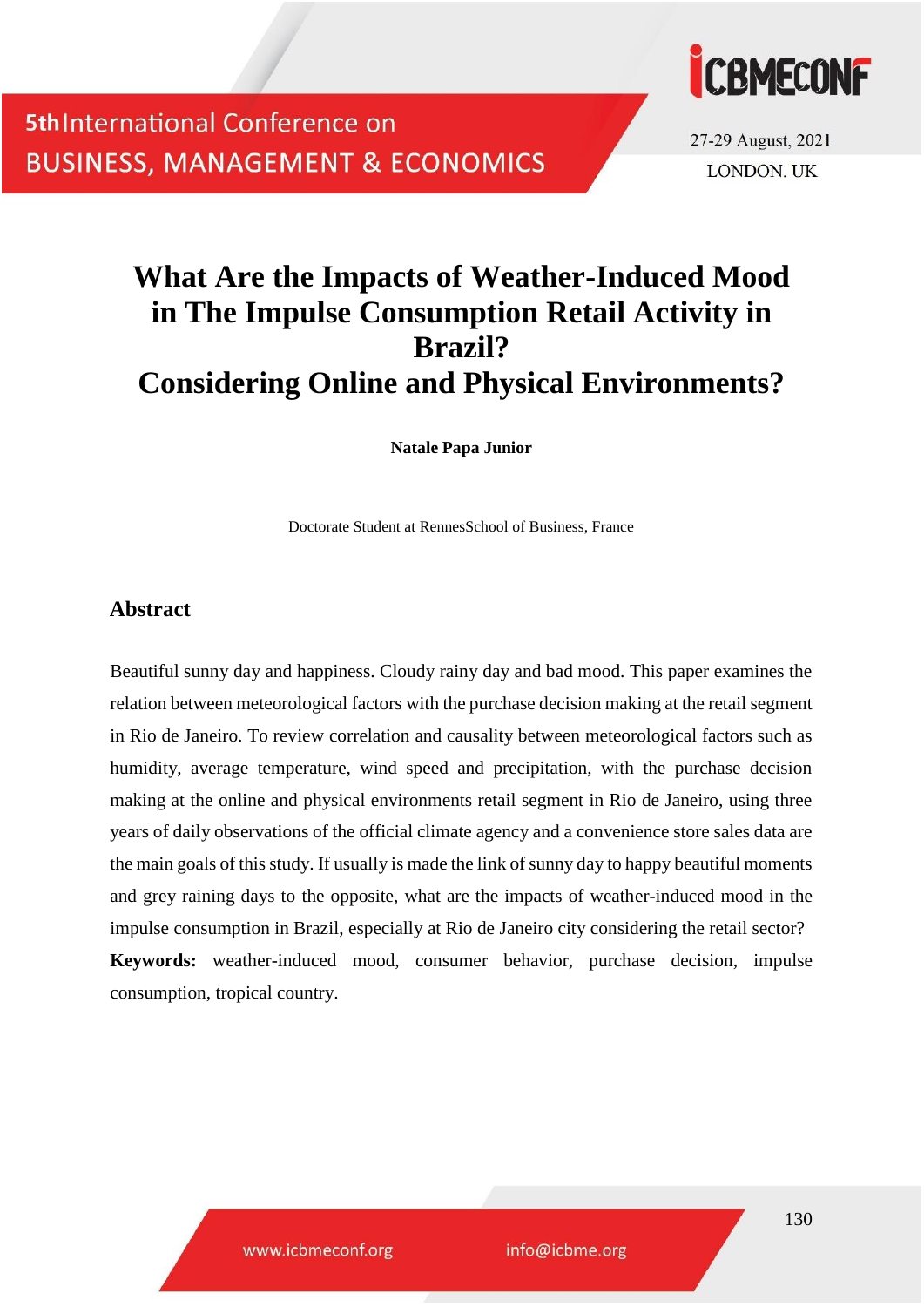# What Are the Impacts of Weather-Induced Mood in The Impulse Consumption Retail Activity in Brazil? Considering Online and Physical Environments?

**Natale Papa Junior**

Doctorate Student at RennesSchool of Business, France

## Abstract

Beautiful sunny day and happiness. Cloudy rainy day and bad mood. This paper examines the relation between meteorological factors with the purchase decision making at the retail segment in Rio de Janeiro. To review correlation and causality between meteorological factors such as humidity, average temperature, wind speed and precipitation, with the purchase decision making at the online and physical environments retail segment in Rio de Janeiro, using three years of daily observations of the official climate agency and a convenience store sales data are the main goals of this study. If usually is made the link of sunny day to happy beautiful moments and grey raining days to the opposite, what are the impacts of weather-induced mood in the impulse consumption in Brazil, especially at Rio de Janeiro city considering the retail sector?

**Keywords:** weather-induced mood, consumer behavior, purchase decision, impulse consumption, tropical country.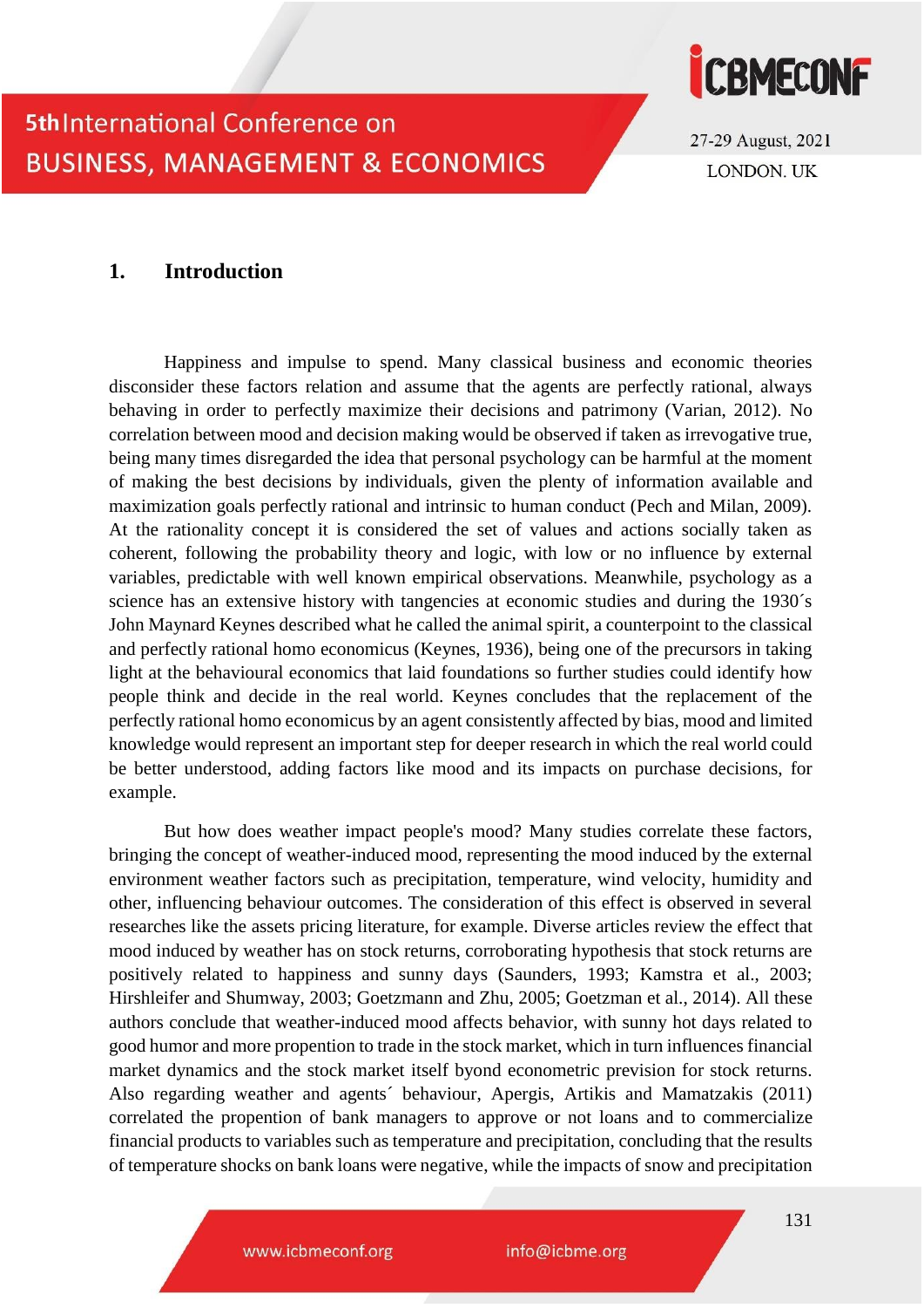## 1. Introduction

Happiness and impulse to spend. Many classical business and economic theories disconsider these factors relation and assume that the agents are perfectly rational, always behaving in order to perfectly maximize their decisions and patrimony (Varian, 2012). No correlation between mood and decision making would be observed if taken as irrevogative true, being many times disregarded the idea that personal psychology can be harmful at the moment of making the best decisions by individuals, given the plenty of information available and maximization goals perfectly rational and intrinsic to human conduct (Pech and Milan, 2009). At the rationality concept it is considered the set of values and actions socially taken as coherent, following the probability theory and logic, with low or no influence by external variables, predictable with well known empirical observations. Meanwhile, psychology as a science has an extensive history with tangencies at economic studies and during the 1930´s John Maynard Keynes described what he called the animal spirit, a counterpoint to the classical and perfectly rational homo economicus (Keynes, 1936), being one of the precursors in taking light at the behavioural economics that laid foundations so further studies could identify how people think and decide in the real world. Keynes concludes that the replacement of the perfectly rational homo economicus by an agent consistently affected by bias, mood and limited knowledge would represent an important step for deeper research in which the real world could be better understood, adding factors like mood and its impacts on purchase decisions, for example.

But how does weather impact people's mood? Many studies correlate these factors, bringing the concept of weather-induced mood, representing the mood induced by the external environment weather factors such as precipitation, temperature, wind velocity, humidity and other, influencing behaviour outcomes. The consideration of this effect is observed in several researches like the assets pricing literature, for example. Diverse articles review the effect that mood induced by weather has on stock returns, corroborating hypothesis that stock returns are positively related to happiness and sunny days (Saunders, 1993; Kamstra et al., 2003; Hirshleifer and Shumway, 2003; Goetzmann and Zhu, 2005; Goetzman et al., 2014). All these authors conclude that weather-induced mood affects behavior, with sunny hot days related to good humor and more propention to trade in the stock market, which in turn influences financial market dynamics and the stock market itself byond econometric prevision for stock returns. Also regarding weather and agents´ behaviour, Apergis, Artikis and Mamatzakis (2011) correlated the propention of bank managers to approve or not loans and to commercialize financial products to variables such as temperature and precipitation, concluding that the results of temperature shocks on bank loans were negative, while the impacts of snow and precipitation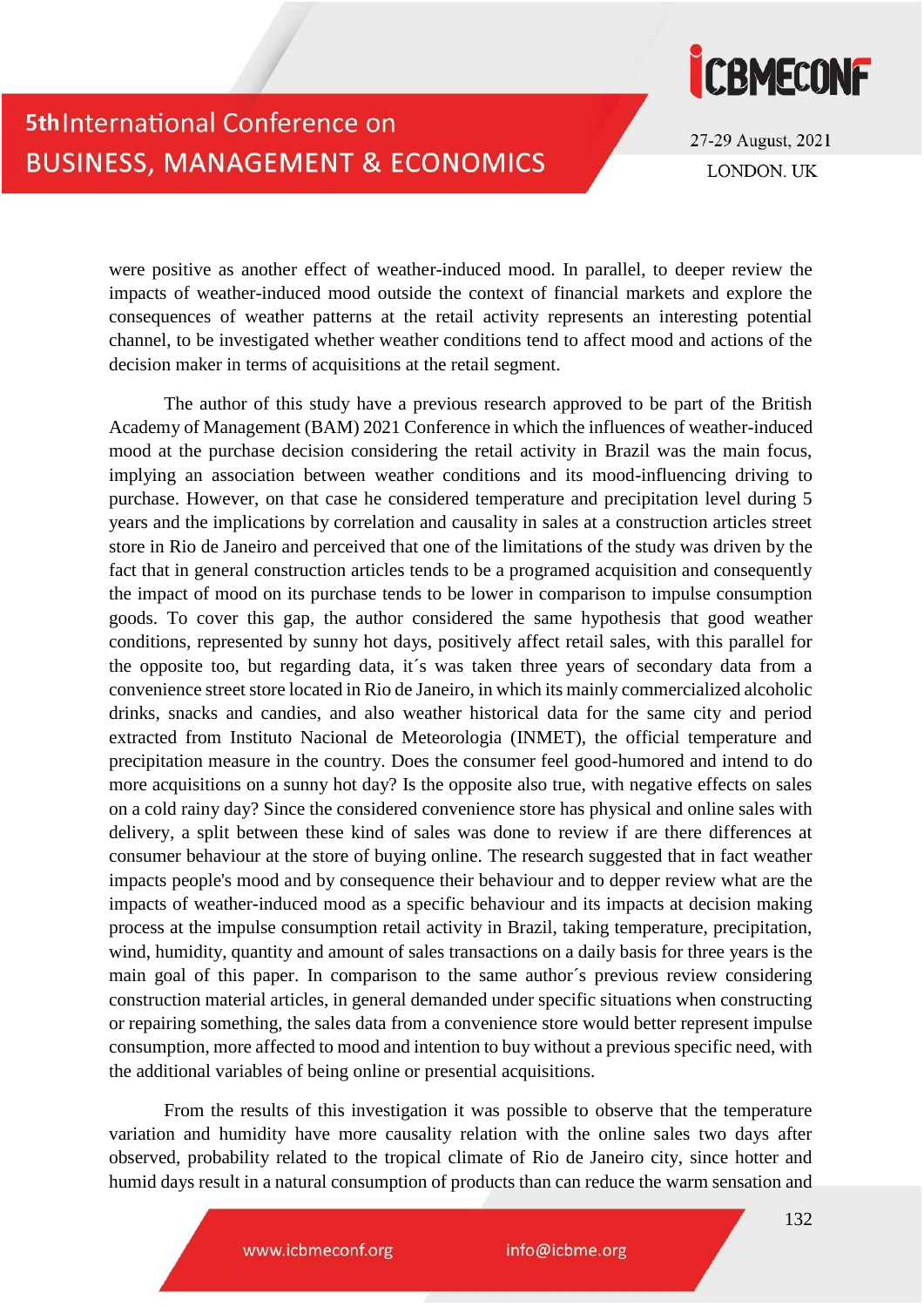were positive as another effect of weather-induced mood. In parallel, to deeper review the impacts of weather-induced mood outside the context of financial markets and explore the consequences of weather patterns at the retail activity represents an interesting potential channel, to be investigated whether weather conditions tend to affect mood and actions of the decision maker in terms of acquisitions at the retail segment.

The author of this study have a previous research approved to be part of the British Academy of Management (BAM) 2021 Conference in which the influences of weather-induced mood at the purchase decision considering the retail activity in Brazil was the main focus, implying an association between weather conditions and its mood-influencing driving to purchase. However, on that case he considered temperature and precipitation level during 5 years and the implications by correlation and causality in sales at a construction articles street store in Rio de Janeiro and perceived that one of the limitations of the study was driven by the fact that in general construction articles tends to be a programed acquisition and consequently the impact of mood on its purchase tends to be lower in comparison to impulse consumption goods. To cover this gap, the author considered the same hypothesis that good weather conditions, represented by sunny hot days, positively affect retail sales, with this parallel for the opposite too, but regarding data, it´s was taken three years of secondary data from a convenience street store located in Rio de Janeiro, in which its mainly commercialized alcoholic drinks, snacks and candies, and also weather historical data for the same city and period extracted from Instituto Nacional de Meteorologia (INMET), the official temperature and precipitation measure in the country. Does the consumer feel good-humored and intend to do more acquisitions on a sunny hot day? Is the opposite also true, with negative effects on sales on a cold rainy day? Since the considered convenience store has physical and online sales with delivery, a split between these kind of sales was done to review if are there differences at consumer behaviour at the store of buying online. The research suggested that in fact weather impacts people's mood and by consequence their behaviour and to depper review what are the impacts of weather-induced mood as a specific behaviour and its impacts at decision making process at the impulse consumption retail activity in Brazil, taking temperature, precipitation, wind, humidity, quantity and amount of sales transactions on a daily basis for three years is the main goal of this paper. In comparison to the same author´s previous review considering construction material articles, in general demanded under specific situations when constructing or repairing something, the sales data from a convenience store would better represent impulse consumption, more affected to mood and intention to buy without a previous specific need, with the additional variables of being online or presential acquisitions.

From the results of this investigation it was possible to observe that the temperature variation and humidity have more causality relation with the online sales two days after observed, probability related to the tropical climate of Rio de Janeiro city, since hotter and humid days result in a natural consumption of products than can reduce the warm sensation and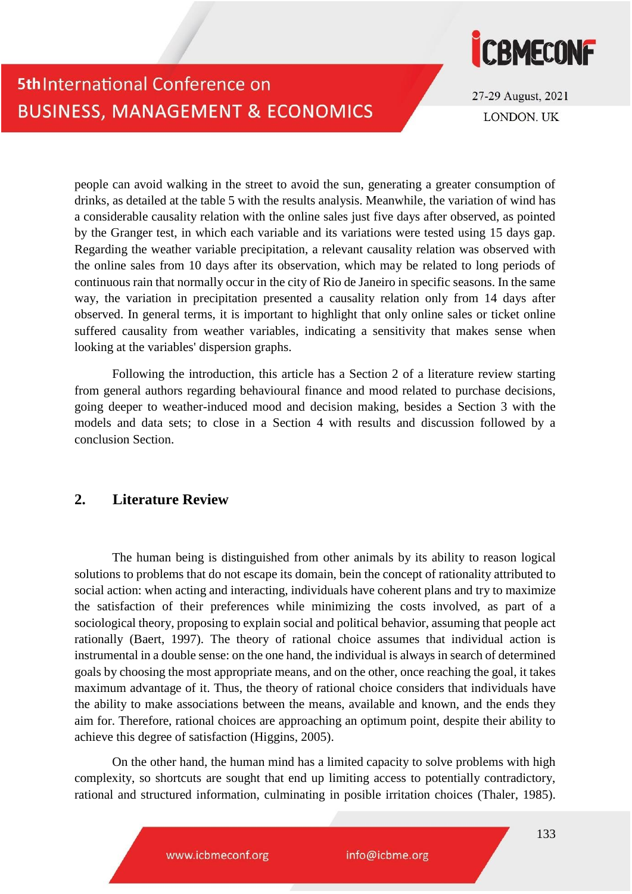people can avoid walking in the street to avoid the sun, generating a greater consumption of drinks, as detailed at the table 5 with the results analysis. Meanwhile, the variation of wind has a considerable causality relation with the online sales just five days after observed, as pointed by the Granger test, in which each variable and its variations were tested using 15 days gap. Regarding the weather variable precipitation, a relevant causality relation was observed with the online sales from 10 days after its observation, which may be related to long periods of continuous rain that normally occur in the city of Rio de Janeiro in specific seasons. In the same way, the variation in precipitation presented a causality relation only from 14 days after observed. In general terms, it is important to highlight that only online sales or ticket online suffered causality from weather variables, indicating a sensitivity that makes sense when looking at the variables' dispersion graphs.

Following the introduction, this article has a Section 2 of a literature review starting from general authors regarding behavioural finance and mood related to purchase decisions, going deeper to weather-induced mood and decision making, besides a Section 3 with the models and data sets; to close in a Section 4 with results and discussion followed by a conclusion Section.

## 2. Literature Review

The human being is distinguished from other animals by its ability to reason logical solutions to problems that do not escape its domain, bein the concept of rationality attributed to social action: when acting and interacting, individuals have coherent plans and try to maximize the satisfaction of their preferences while minimizing the costs involved, as part of a sociological theory, proposing to explain social and political behavior, assuming that people act rationally (Baert, 1997). The theory of rational choice assumes that individual action is instrumental in a double sense: on the one hand, the individual is always in search of determined goals by choosing the most appropriate means, and on the other, once reaching the goal, it takes maximum advantage of it. Thus, the theory of rational choice considers that individuals have the ability to make associations between the means, available and known, and the ends they aim for. Therefore, rational choices are approaching an optimum point, despite their ability to achieve this degree of satisfaction (Higgins, 2005).

On the other hand, the human mind has a limited capacity to solve problems with high complexity, so shortcuts are sought that end up limiting access to potentially contradictory, rational and structured information, culminating in posible irritation choices (Thaler, 1985).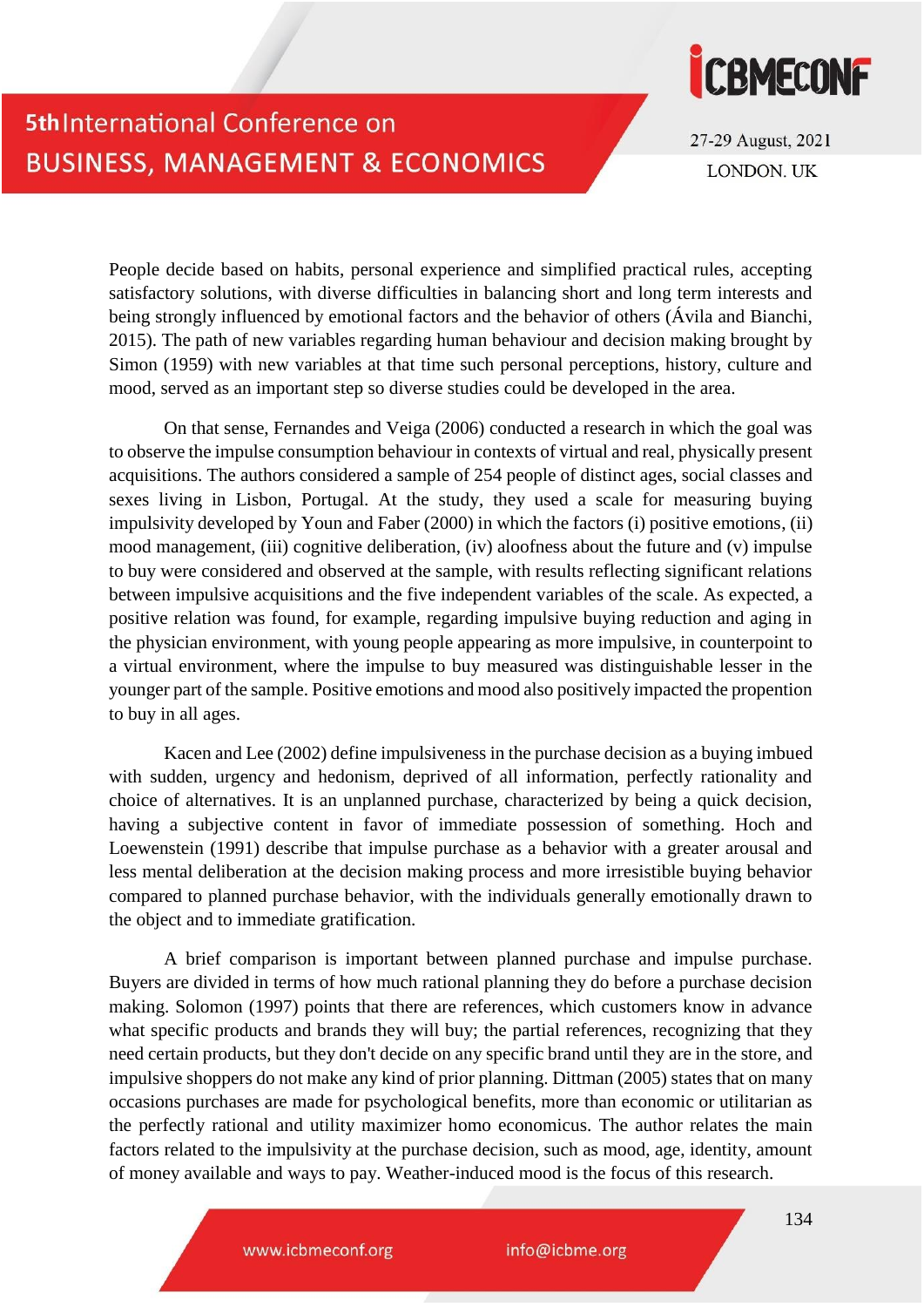People decide based on habits, personal experience and simplified practical rules, accepting satisfactory solutions, with diverse difficulties in balancing short and long term interests and being strongly influenced by emotional factors and the behavior of others (Ávila and Bianchi, 2015). The path of new variables regarding human behaviour and decision making brought by Simon (1959) with new variables at that time such personal perceptions, history, culture and mood, served as an important step so diverse studies could be developed in the area.

On that sense, Fernandes and Veiga (2006) conducted a research in which the goal was to observe the impulse consumption behaviour in contexts of virtual and real, physically present acquisitions. The authors considered a sample of 254 people of distinct ages, social classes and sexes living in Lisbon, Portugal. At the study, they used a scale for measuring buying impulsivity developed by Youn and Faber (2000) in which the factors (i) positive emotions, (ii) mood management, (iii) cognitive deliberation, (iv) aloofness about the future and (v) impulse to buy were considered and observed at the sample, with results reflecting significant relations between impulsive acquisitions and the five independent variables of the scale. As expected, a positive relation was found, for example, regarding impulsive buying reduction and aging in the physician environment, with young people appearing as more impulsive, in counterpoint to a virtual environment, where the impulse to buy measured was distinguishable lesser in the younger part of the sample. Positive emotions and mood also positively impacted the propention to buy in all ages.

Kacen and Lee (2002) define impulsiveness in the purchase decision as a buying imbued with sudden, urgency and hedonism, deprived of all information, perfectly rationality and choice of alternatives. It is an unplanned purchase, characterized by being a quick decision, having a subjective content in favor of immediate possession of something. Hoch and Loewenstein (1991) describe that impulse purchase as a behavior with a greater arousal and less mental deliberation at the decision making process and more irresistible buying behavior compared to planned purchase behavior, with the individuals generally emotionally drawn to the object and to immediate gratification.

A brief comparison is important between planned purchase and impulse purchase. Buyers are divided in terms of how much rational planning they do before a purchase decision making. Solomon (1997) points that there are references, which customers know in advance what specific products and brands they will buy; the partial references, recognizing that they need certain products, but they don't decide on any specific brand until they are in the store, and impulsive shoppers do not make any kind of prior planning. Dittman (2005) states that on many occasions purchases are made for psychological benefits, more than economic or utilitarian as the perfectly rational and utility maximizer homo economicus. The author relates the main factors related to the impulsivity at the purchase decision, such as mood, age, identity, amount of money available and ways to pay. Weather-induced mood is the focus of this research.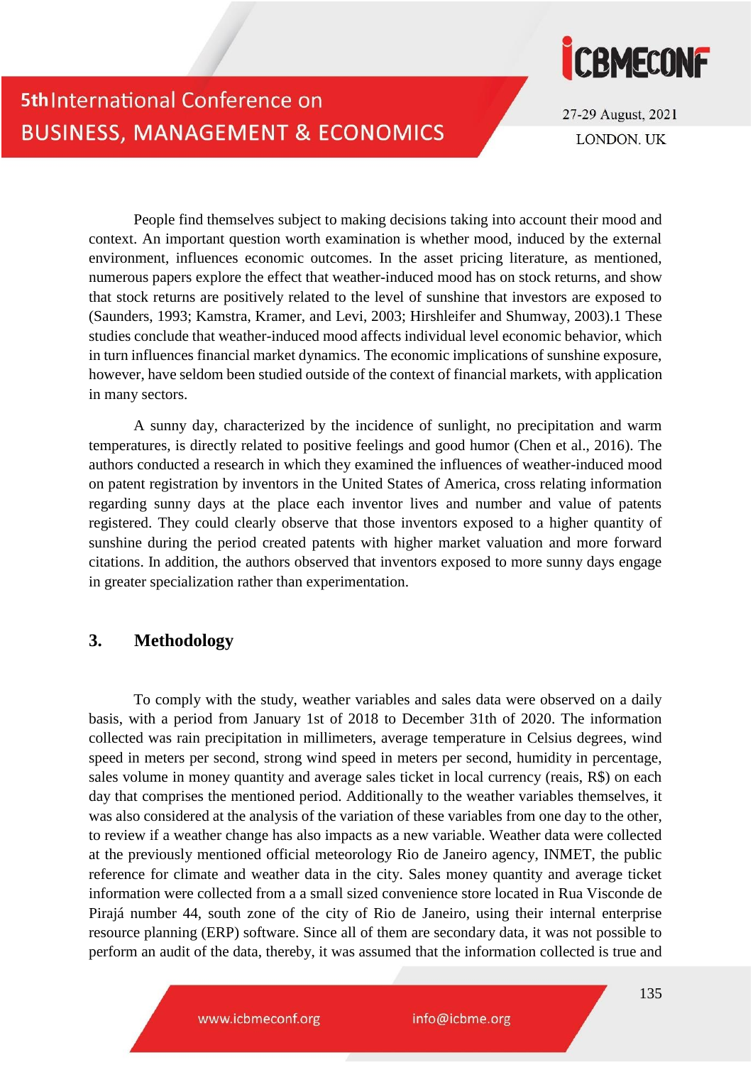People find themselves subject to making decisions taking into account their mood and context. An important question worth examination is whether mood, induced by the external environment, influences economic outcomes. In the asset pricing literature, as mentioned, numerous papers explore the effect that weather-induced mood has on stock returns, and show that stock returns are positively related to the level of sunshine that investors are exposed to (Saunders, 1993; Kamstra, Kramer, and Levi, 2003; Hirshleifer and Shumway, 2003).1 These studies conclude that weather-induced mood affects individual level economic behavior, which in turn influences financial market dynamics. The economic implications of sunshine exposure, however, have seldom been studied outside of the context of financial markets, with application in many sectors.

A sunny day, characterized by the incidence of sunlight, no precipitation and warm temperatures, is directly related to positive feelings and good humor (Chen et al., 2016). The authors conducted a research in which they examined the influences of weather-induced mood on patent registration by inventors in the United States of America, cross relating information regarding sunny days at the place each inventor lives and number and value of patents registered. They could clearly observe that those inventors exposed to a higher quantity of sunshine during the period created patents with higher market valuation and more forward citations. In addition, the authors observed that inventors exposed to more sunny days engage in greater specialization rather than experimentation.

## 3. Methodology

To comply with the study, weather variables and sales data were observed on a daily basis, with a period from January 1st of 2018 to December 31th of 2020. The information collected was rain precipitation in millimeters, average temperature in Celsius degrees, wind speed in meters per second, strong wind speed in meters per second, humidity in percentage, sales volume in money quantity and average sales ticket in local currency (reais, R$) on each day that comprises the mentioned period. Additionally to the weather variables themselves, it was also considered at the analysis of the variation of these variables from one day to the other, to review if a weather change has also impacts as a new variable. Weather data were collected at the previously mentioned official meteorology Rio de Janeiro agency, INMET, the public reference for climate and weather data in the city. Sales money quantity and average ticket information were collected from a a small sized convenience store located in Rua Visconde de Pirajá number 44, south zone of the city of Rio de Janeiro, using their internal enterprise resource planning (ERP) software. Since all of them are secondary data, it was not possible to perform an audit of the data, thereby, it was assumed that the information collected is true and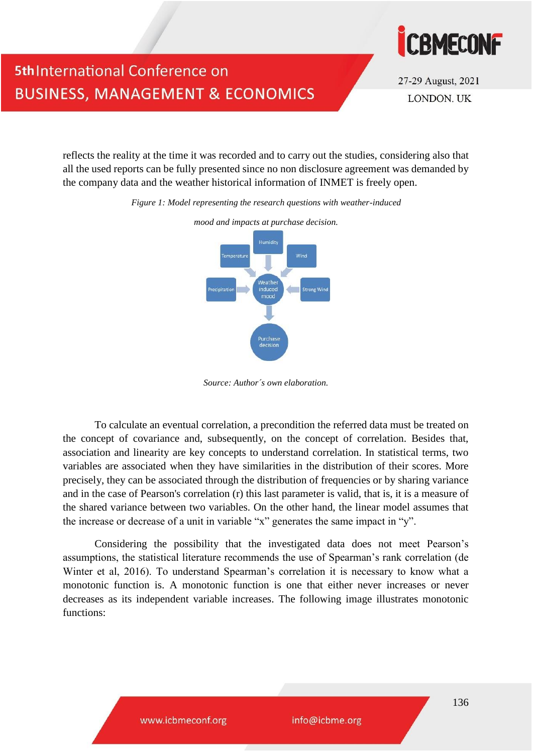reflects the reality at the time it was recorded and to carry out the studies, considering also that all the used reports can be fully presented since no non disclosure agreement was demanded by the company data and the weather historical information of INMET is freely open.

*Figure 1: Model representing the research questions with weather-induced mood and impacts at purchase decision.*

*Source: Author´s own elaboration.*

To calculate an eventual correlation, a precondition the referred data must be treated on the concept of covariance and, subsequently, on the concept of correlation. Besides that, association and linearity are key concepts to understand correlation. In statistical terms, two variables are associated when they have similarities in the distribution of their scores. More precisely, they can be associated through the distribution of frequencies or by sharing variance and in the case of Pearson's correlation (r) this last parameter is valid, that is, it is a measure of the shared variance between two variables. On the other hand, the linear model assumes that the increase or decrease of a unit in variable "x" generates the same impact in "y".

Considering the possibility that the investigated data does not meet Pearson's assumptions, the statistical literature recommends the use of Spearman's rank correlation (de Winter et al, 2016). To understand Spearman's correlation it is necessary to know what a monotonic function is. A monotonic function is one that either never increases or never decreases as its independent variable increases. The following image illustrates monotonic functions: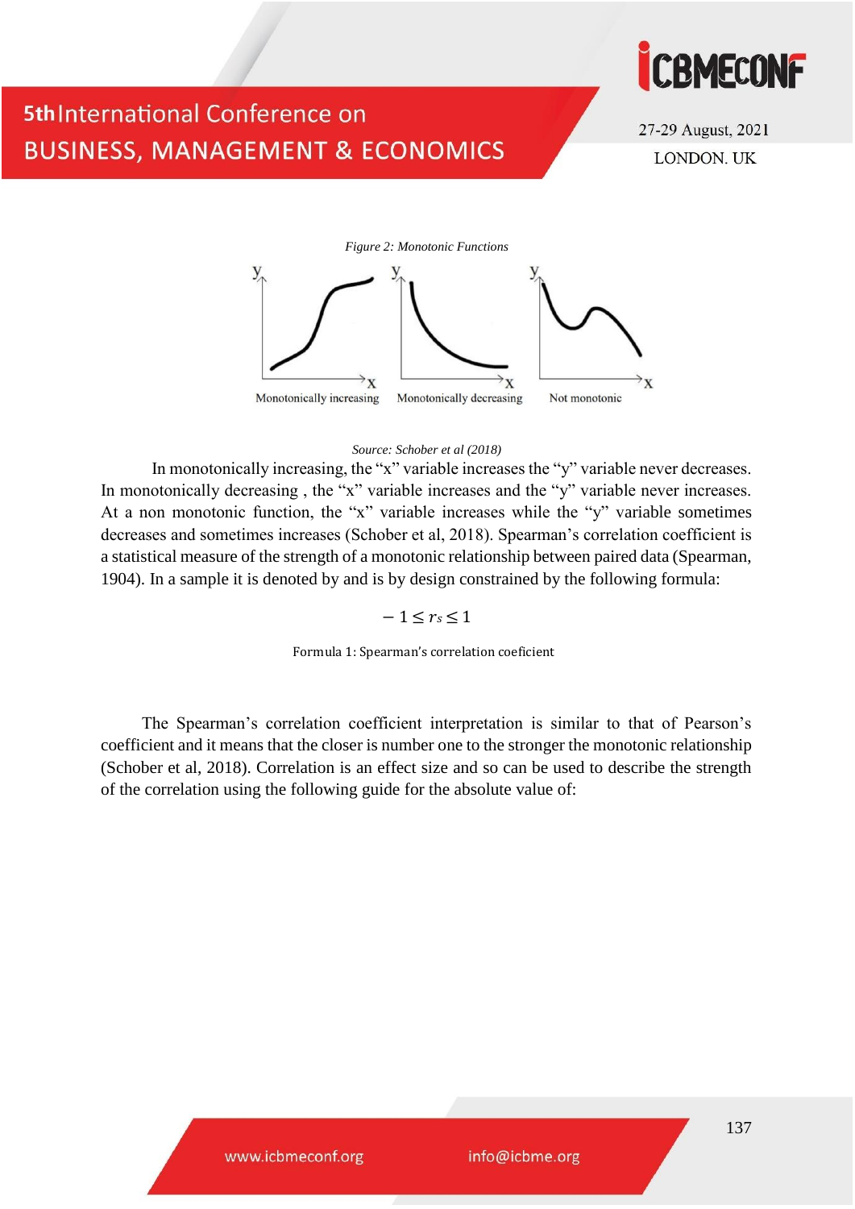*Figure 2: Monotonic Functions*

*Source: Schober et al (2018)*

In monotonically increasing, the “x” variable increases the “y” variable never decreases. In monotonically decreasing , the “x” variable increases and the “y” variable never increases. At a non monotonic function, the “x” variable increases while the “y” variable sometimes decreases and sometimes increases (Schober et al, 2018). Spearman’s correlation coefficient is a statistical measure of the strength of a monotonic relationship between paired data (Spearman, 1904). In a sample it is denoted by and is by design constrained by the following formula:

$$-1 \leq r_s \leq 1$$

Formula 1: Spearman's correlation coeficient

The Spearman’s correlation coefficient interpretation is similar to that of Pearson’s coefficient and it means that the closer is number one to the stronger the monotonic relationship (Schober et al, 2018). Correlation is an effect size and so can be used to describe the strength of the correlation using the following guide for the absolute value of: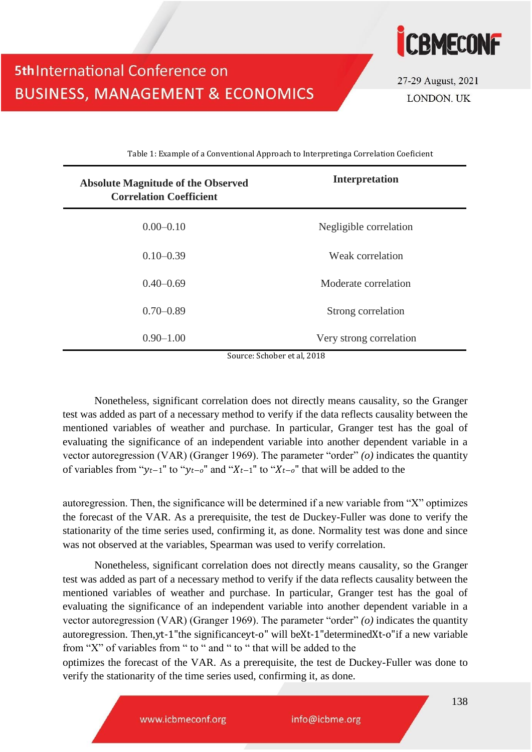Table 1: Example of a Conventional Approach to Interpretinga Correlation Coeficient

| Absolute Magnitude of the Observed Correlation Coefficient | Interpretation |
|---|---|
| 0.00–0.10 | Negligible correlation |
| 0.10–0.39 | Weak correlation |
| 0.40–0.69 | Moderate correlation |
| 0.70–0.89 | Strong correlation |
| 0.90–1.00 | Very strong correlation |

Source: Schober et al, 2018

Nonetheless, significant correlation does not directly means causality, so the Granger test was added as part of a necessary method to verify if the data reflects causality between the mentioned variables of weather and purchase. In particular, Granger test has the goal of evaluating the significance of an independent variable into another dependent variable in a vector autoregression (VAR) (Granger 1969). The parameter "order" *(o)* indicates the quantity of variables from "$y_{t-1}$" to "$y_{t-o}$" and "$X_{t-1}$" to "$X_{t-o}$" that will be added to the

autoregression. Then, the significance will be determined if a new variable from "X" optimizes the forecast of the VAR. As a prerequisite, the test de Duckey-Fuller was done to verify the stationarity of the time series used, confirming it, as done. Normality test was done and since was not observed at the variables, Spearman was used to verify correlation.

Nonetheless, significant correlation does not directly means causality, so the Granger test was added as part of a necessary method to verify if the data reflects causality between the mentioned variables of weather and purchase. In particular, Granger test has the goal of evaluating the significance of an independent variable into another dependent variable in a vector autoregression (VAR) (Granger 1969). The parameter "order" *(o)* indicates the quantity autoregression. Then,yt-1"the significanceyt-o" will beXt-1"determinedXt-o"if a new variable from "X" of variables from " to " and " to " that will be added to the optimizes the forecast of the VAR. As a prerequisite, the test de Duckey-Fuller was done to verify the stationarity of the time series used, confirming it, as done.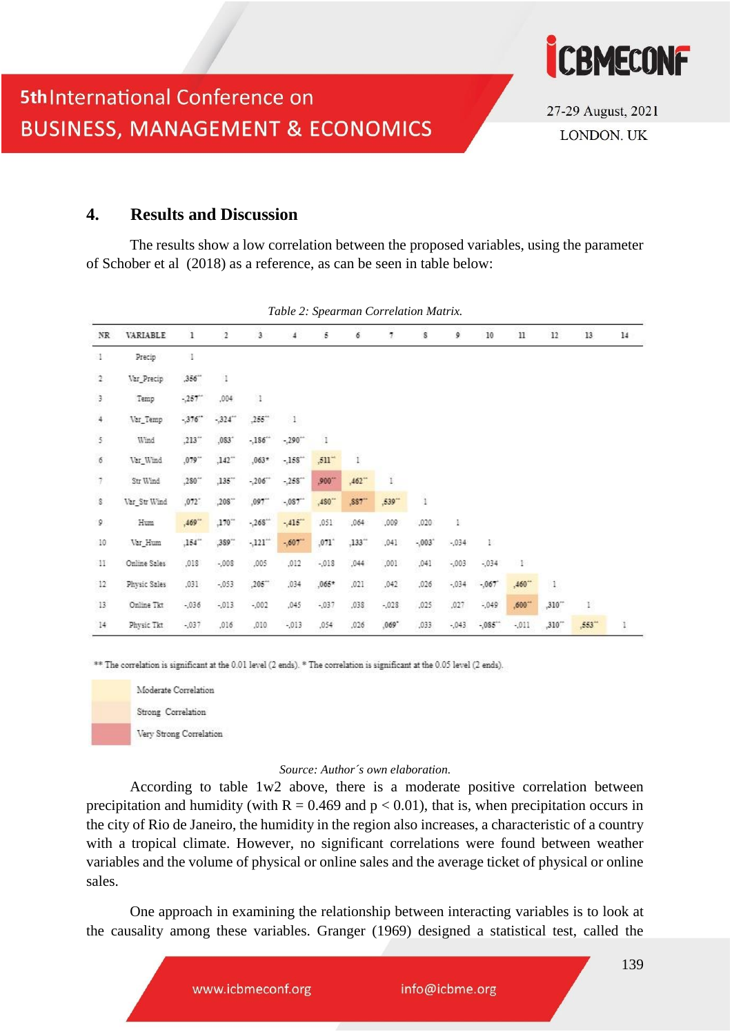## 4. Results and Discussion

The results show a low correlation between the proposed variables, using the parameter of Schober et al (2018) as a reference, as can be seen in table below:

*Table 2: Spearman Correlation Matrix.*

| NR | VARIABLE | 1 | 2 | 3 | 4 | 5 | 6 | 7 | 8 | 9 | 10 | 11 | 12 | 13 | 14 |
|---|---|---|---|---|---|---|---|---|---|---|---|---|---|---|---|
| 1 | Precip | 1 | | | | | | | | | | | | | |
| 2 | Var_Precip | ,356** | 1 | | | | | | | | | | | | |
| 3 | Temp | -,257** | ,004 | 1 | | | | | | | | | | | |
| 4 | Var_Temp | -,376** | -,324** | ,255** | 1 | | | | | | | | | | |
| 5 | Wind | ,213** | ,083* | -,186** | -,290** | 1 | | | | | | | | | |
| 6 | Var_Wind | ,079** | ,142** | ,063* | -,158** | ,511** | 1 | | | | | | | | |
| 7 | Str Wind | ,280** | ,135** | -,206** | -,258** | ,900** | ,462** | 1 | | | | | | | |
| 8 | Var_Str Wind | ,072* | ,208** | ,097** | -,087** | ,480** | ,887** | ,539** | 1 | | | | | | |
| 9 | Hum | ,469** | ,170** | -,268** | -,415** | ,051 | ,064 | ,009 | ,020 | 1 | | | | | |
| 10 | Var_Hum | ,154** | ,389** | -,121** | -,607** | ,071* | ,133** | ,041 | -,003* | -,034 | 1 | | | | |
| 11 | Online Sales | ,018 | -,008 | ,005 | ,012 | -,018 | ,044 | ,001 | ,041 | -,003 | -,034 | 1 | | | |
| 12 | Physic Sales | ,031 | -,053 | ,205** | ,034 | ,065* | ,021 | ,042 | ,026 | -,034 | -,067* | ,460** | 1 | | |
| 13 | Online Tkt | -,036 | -,013 | -,002 | ,045 | -,037 | ,038 | -,028 | ,025 | ,027 | -,049 | ,600** | ,310** | 1 | |
| 14 | Physic Tkt | -,037 | ,016 | ,010 | -,013 | ,054 | ,026 | ,069* | ,033 | -,043 | -,085** | -,011 | ,310** | ,553** | 1 |

** The correlation is significant at the 0.01 level (2 ends). * The correlation is significant at the 0.05 level (2 ends).

- Moderate Correlation
- Strong Correlation
- Very Strong Correlation

*Source: Author´s own elaboration.*

According to table 1w2 above, there is a moderate positive correlation between precipitation and humidity (with R = 0.469 and $p < 0.01$), that is, when precipitation occurs in the city of Rio de Janeiro, the humidity in the region also increases, a characteristic of a country with a tropical climate. However, no significant correlations were found between weather variables and the volume of physical or online sales and the average ticket of physical or online sales.

One approach in examining the relationship between interacting variables is to look at the causality among these variables. Granger (1969) designed a statistical test, called the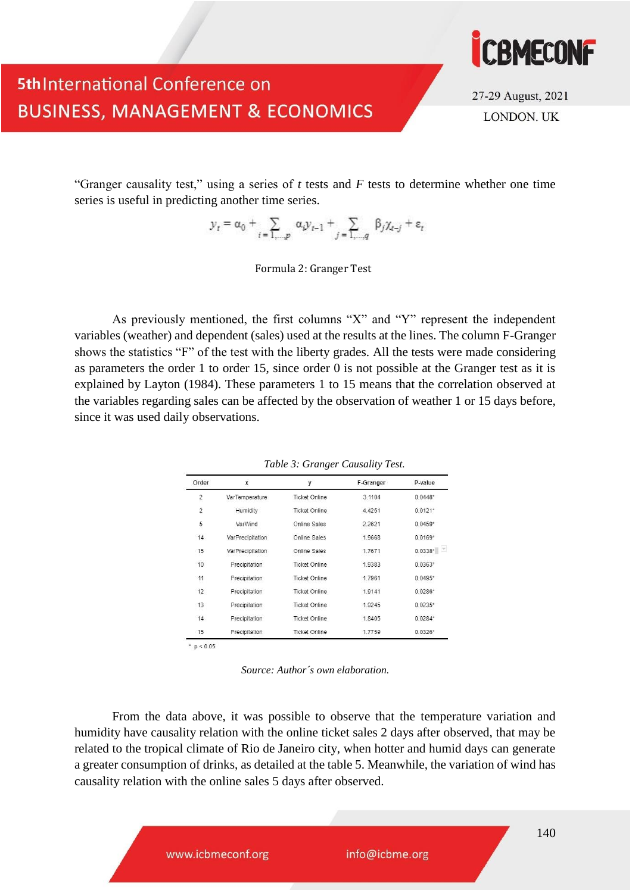"Granger causality test," using a series of *t* tests and *F* tests to determine whether one time series is useful in predicting another time series.

$$y_t = \alpha_0 + \sum_{i=1,\dots,p} \alpha_i y_{t-1} + \sum_{j=1,\dots,q} \beta_j \chi_{t-j} + \varepsilon_t$$

Formula 2: Granger Test

As previously mentioned, the first columns "X" and "Y" represent the independent variables (weather) and dependent (sales) used at the results at the lines. The column F-Granger shows the statistics "F" of the test with the liberty grades. All the tests were made considering as parameters the order 1 to order 15, since order 0 is not possible at the Granger test as it is explained by Layton (1984). These parameters 1 to 15 means that the correlation observed at the variables regarding sales can be affected by the observation of weather 1 or 15 days before, since it was used daily observations.

*Table 3: Granger Causality Test.*

| Order | x | y | F-Granger | P-value |
|---|---|---|---|---|
| 2 | VarTemperature | Ticket Online | 3.1104 | 0.0448* |
| 2 | Humidity | Ticket Online | 4.4251 | 0.0121* |
| 5 | VarWind | Online Sales | 2.2621 | 0.0459* |
| 14 | VarPrecipitation | Online Sales | 1.9668 | 0.0169* |
| 15 | VarPrecipitation | Online Sales | 1.7671 | 0.0338* |
| 10 | Precipitation | Ticket Online | 1.9383 | 0.0363* |
| 11 | Precipitation | Ticket Online | 1.7961 | 0.0495* |
| 12 | Precipitation | Ticket Online | 1.9141 | 0.0286* |
| 13 | Precipitation | Ticket Online | 1.9245 | 0.0235* |
| 14 | Precipitation | Ticket Online | 1.8405 | 0.0284* |
| 15 | Precipitation | Ticket Online | 1.7759 | 0.0326* |

\* $p < 0.05$

*Source: Author´s own elaboration.*

From the data above, it was possible to observe that the temperature variation and humidity have causality relation with the online ticket sales 2 days after observed, that may be related to the tropical climate of Rio de Janeiro city, when hotter and humid days can generate a greater consumption of drinks, as detailed at the table 5. Meanwhile, the variation of wind has causality relation with the online sales 5 days after observed.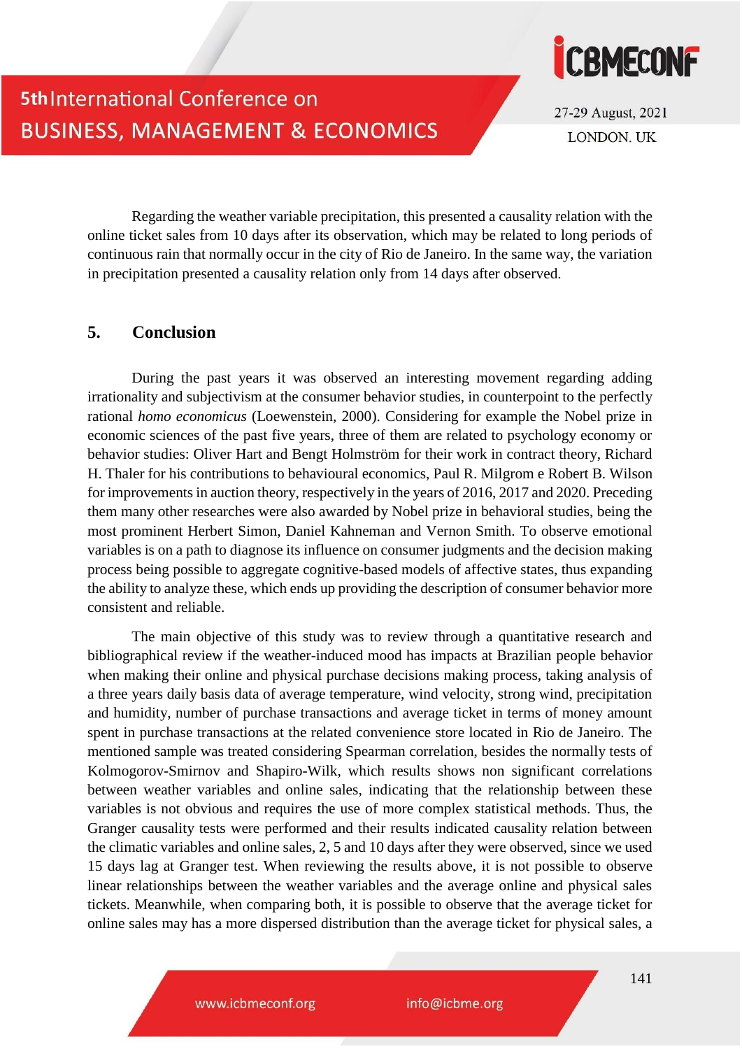Regarding the weather variable precipitation, this presented a causality relation with the online ticket sales from 10 days after its observation, which may be related to long periods of continuous rain that normally occur in the city of Rio de Janeiro. In the same way, the variation in precipitation presented a causality relation only from 14 days after observed.

## 5. Conclusion

During the past years it was observed an interesting movement regarding adding irrationality and subjectivism at the consumer behavior studies, in counterpoint to the perfectly rational *homo economicus* (Loewenstein, 2000). Considering for example the Nobel prize in economic sciences of the past five years, three of them are related to psychology economy or behavior studies: Oliver Hart and Bengt Holmström for their work in contract theory, Richard H. Thaler for his contributions to behavioural economics, Paul R. Milgrom e Robert B. Wilson for improvements in auction theory, respectively in the years of 2016, 2017 and 2020. Preceding them many other researches were also awarded by Nobel prize in behavioral studies, being the most prominent Herbert Simon, Daniel Kahneman and Vernon Smith. To observe emotional variables is on a path to diagnose its influence on consumer judgments and the decision making process being possible to aggregate cognitive-based models of affective states, thus expanding the ability to analyze these, which ends up providing the description of consumer behavior more consistent and reliable.

The main objective of this study was to review through a quantitative research and bibliographical review if the weather-induced mood has impacts at Brazilian people behavior when making their online and physical purchase decisions making process, taking analysis of a three years daily basis data of average temperature, wind velocity, strong wind, precipitation and humidity, number of purchase transactions and average ticket in terms of money amount spent in purchase transactions at the related convenience store located in Rio de Janeiro. The mentioned sample was treated considering Spearman correlation, besides the normally tests of Kolmogorov-Smirnov and Shapiro-Wilk, which results shows non significant correlations between weather variables and online sales, indicating that the relationship between these variables is not obvious and requires the use of more complex statistical methods. Thus, the Granger causality tests were performed and their results indicated causality relation between the climatic variables and online sales, 2, 5 and 10 days after they were observed, since we used 15 days lag at Granger test. When reviewing the results above, it is not possible to observe linear relationships between the weather variables and the average online and physical sales tickets. Meanwhile, when comparing both, it is possible to observe that the average ticket for online sales may has a more dispersed distribution than the average ticket for physical sales, a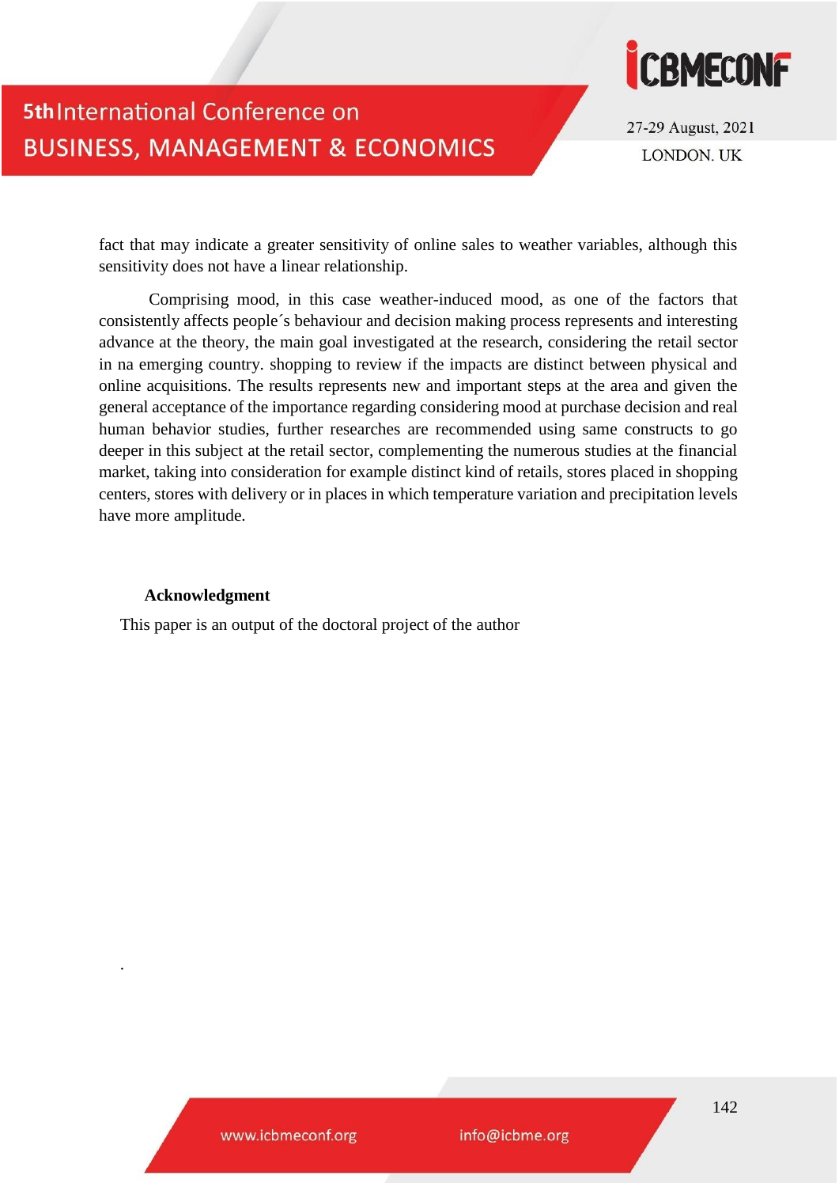fact that may indicate a greater sensitivity of online sales to weather variables, although this sensitivity does not have a linear relationship.

Comprising mood, in this case weather-induced mood, as one of the factors that consistently affects people´s behaviour and decision making process represents and interesting advance at the theory, the main goal investigated at the research, considering the retail sector in na emerging country. shopping to review if the impacts are distinct between physical and online acquisitions. The results represents new and important steps at the area and given the general acceptance of the importance regarding considering mood at purchase decision and real human behavior studies, further researches are recommended using same constructs to go deeper in this subject at the retail sector, complementing the numerous studies at the financial market, taking into consideration for example distinct kind of retails, stores placed in shopping centers, stores with delivery or in places in which temperature variation and precipitation levels have more amplitude.

**Acknowledgment**

This paper is an output of the doctoral project of the author

.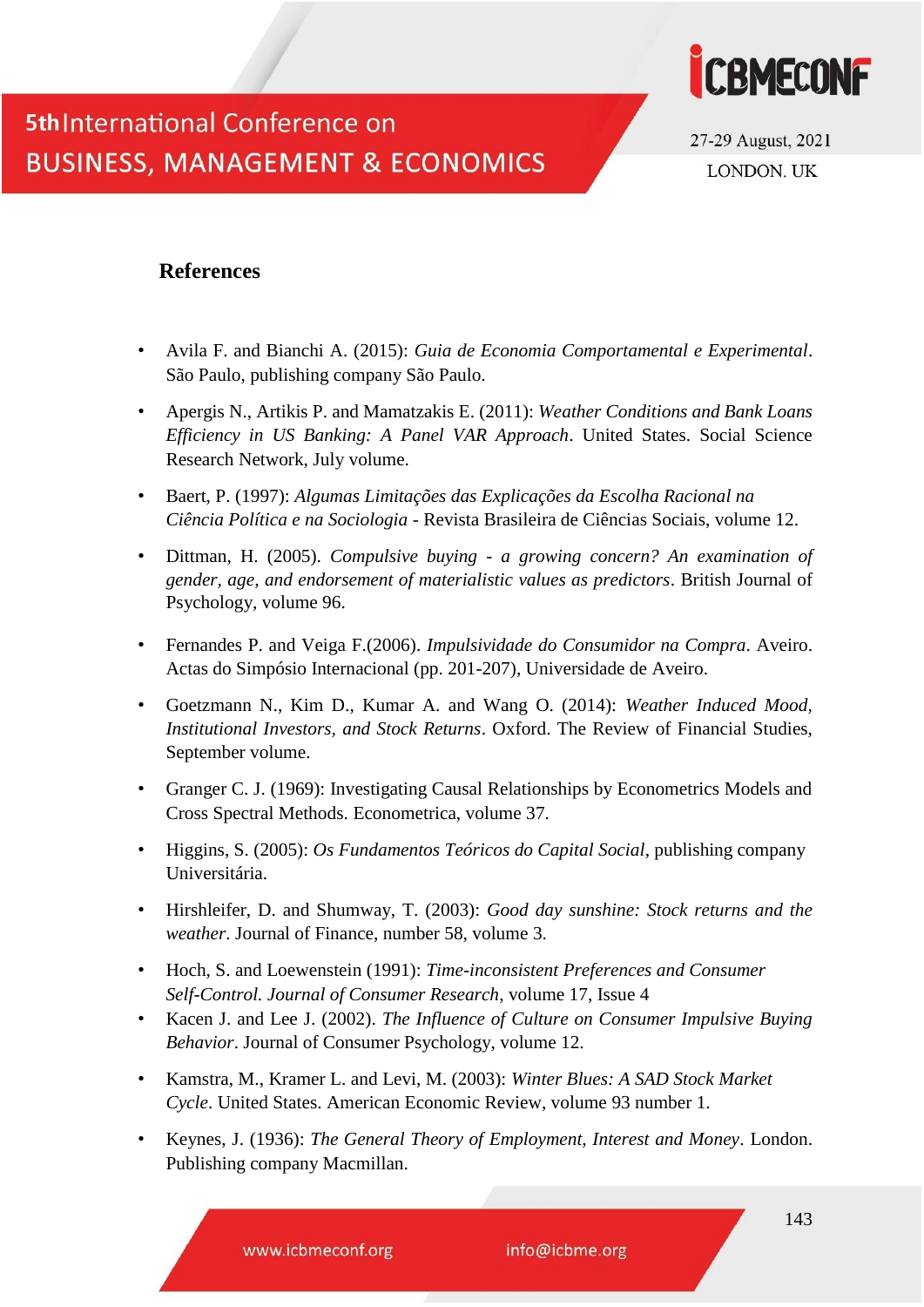## References

- Avila F. and Bianchi A. (2015): *Guia de Economia Comportamental e Experimental*. São Paulo, publishing company São Paulo.
- Apergis N., Artikis P. and Mamatzakis E. (2011): *Weather Conditions and Bank Loans Efficiency in US Banking: A Panel VAR Approach*. United States. Social Science Research Network, July volume.
- Baert, P. (1997): *Algumas Limitações das Explicações da Escolha Racional na Ciência Política e na Sociologia* - Revista Brasileira de Ciências Sociais, volume 12.
- Dittman, H. (2005). *Compulsive buying - a growing concern? An examination of gender, age, and endorsement of materialistic values as predictors*. British Journal of Psychology, volume 96.
- Fernandes P. and Veiga F.(2006). *Impulsividade do Consumidor na Compra*. Aveiro. Actas do Simpósio Internacional (pp. 201-207), Universidade de Aveiro.
- Goetzmann N., Kim D., Kumar A. and Wang O. (2014): *Weather Induced Mood, Institutional Investors, and Stock Returns*. Oxford. The Review of Financial Studies, September volume.
- Granger C. J. (1969): Investigating Causal Relationships by Econometrics Models and Cross Spectral Methods. Econometrica, volume 37.
- Higgins, S. (2005): *Os Fundamentos Teóricos do Capital Social*, publishing company Universitária.
- Hirshleifer, D. and Shumway, T. (2003): *Good day sunshine: Stock returns and the weather*. Journal of Finance, number 58, volume 3.
- Hoch, S. and Loewenstein (1991): *Time-inconsistent Preferences and Consumer Self-Control. Journal of Consumer Research*, volume 17, Issue 4
- Kacen J. and Lee J. (2002). *The Influence of Culture on Consumer Impulsive Buying Behavior*. Journal of Consumer Psychology, volume 12.
- Kamstra, M., Kramer L. and Levi, M. (2003): *Winter Blues: A SAD Stock Market Cycle*. United States. American Economic Review, volume 93 number 1.
- Keynes, J. (1936): *The General Theory of Employment, Interest and Money*. London. Publishing company Macmillan.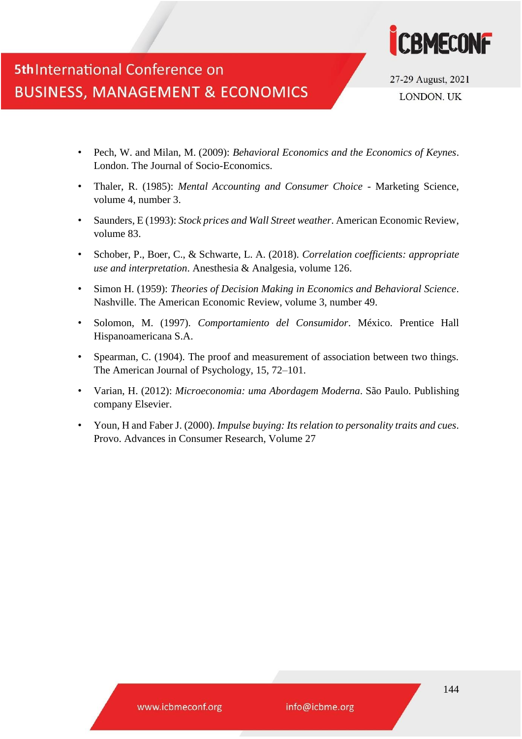- Pech, W. and Milan, M. (2009): *Behavioral Economics and the Economics of Keynes*. London. The Journal of Socio-Economics.
- Thaler, R. (1985): *Mental Accounting and Consumer Choice* - Marketing Science, volume 4, number 3.
- Saunders, E (1993): *Stock prices and Wall Street weather*. American Economic Review, volume 83.
- Schober, P., Boer, C., & Schwarte, L. A. (2018). *Correlation coefficients: appropriate use and interpretation*. Anesthesia & Analgesia, volume 126.
- Simon H. (1959): *Theories of Decision Making in Economics and Behavioral Science*. Nashville. The American Economic Review, volume 3, number 49.
- Solomon, M. (1997). *Comportamiento del Consumidor*. México. Prentice Hall Hispanoamericana S.A.
- Spearman, C. (1904). The proof and measurement of association between two things. The American Journal of Psychology, 15, 72–101.
- Varian, H. (2012): *Microeconomia: uma Abordagem Moderna*. São Paulo. Publishing company Elsevier.
- Youn, H and Faber J. (2000). *Impulse buying: Its relation to personality traits and cues*. Provo. Advances in Consumer Research, Volume 27